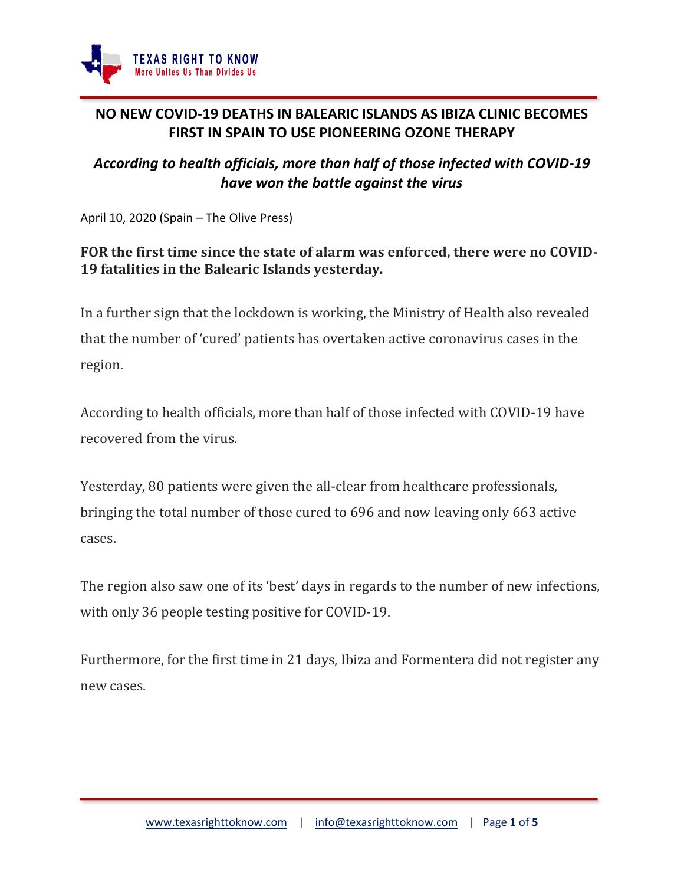# NO NEW COVID-19 DEATHS IN BALEARIC ISLANDS AS IBIZA CLINIC BECOMES FIRST IN SPAIN TO USE PIONEERING OZONE THERAPY

## *According to health officials, more than half of those infected with COVID-19 have won the battle against the virus*

April 10, 2020 (Spain – The Olive Press)

**FOR the first time since the state of alarm was enforced, there were no COVID-19 fatalities in the Balearic Islands yesterday.**

In a further sign that the lockdown is working, the Ministry of Health also revealed that the number of 'cured' patients has overtaken active coronavirus cases in the region.

According to health officials, more than half of those infected with COVID-19 have recovered from the virus.

Yesterday, 80 patients were given the all-clear from healthcare professionals, bringing the total number of those cured to 696 and now leaving only 663 active cases.

The region also saw one of its 'best' days in regards to the number of new infections, with only 36 people testing positive for COVID-19.

Furthermore, for the first time in 21 days, Ibiza and Formentera did not register any new cases.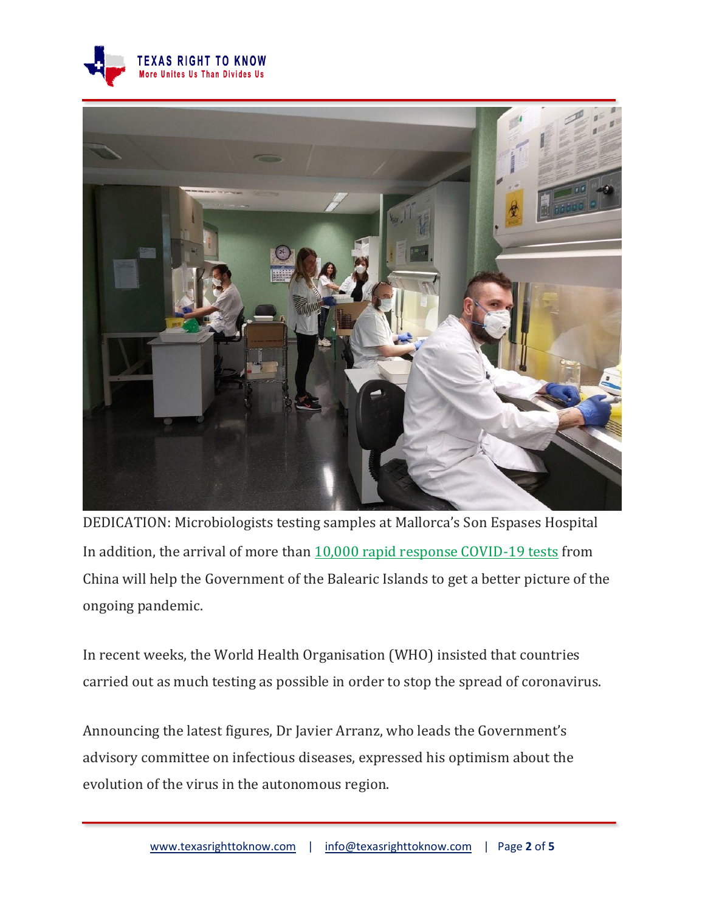DEDICATION: Microbiologists testing samples at Mallorca's Son Espases Hospital

In addition, the arrival of more than [10,000 rapid response COVID-19 tests]() from China will help the Government of the Balearic Islands to get a better picture of the ongoing pandemic.

In recent weeks, the World Health Organisation (WHO) insisted that countries carried out as much testing as possible in order to stop the spread of coronavirus.

Announcing the latest figures, Dr Javier Arranz, who leads the Government's advisory committee on infectious diseases, expressed his optimism about the evolution of the virus in the autonomous region.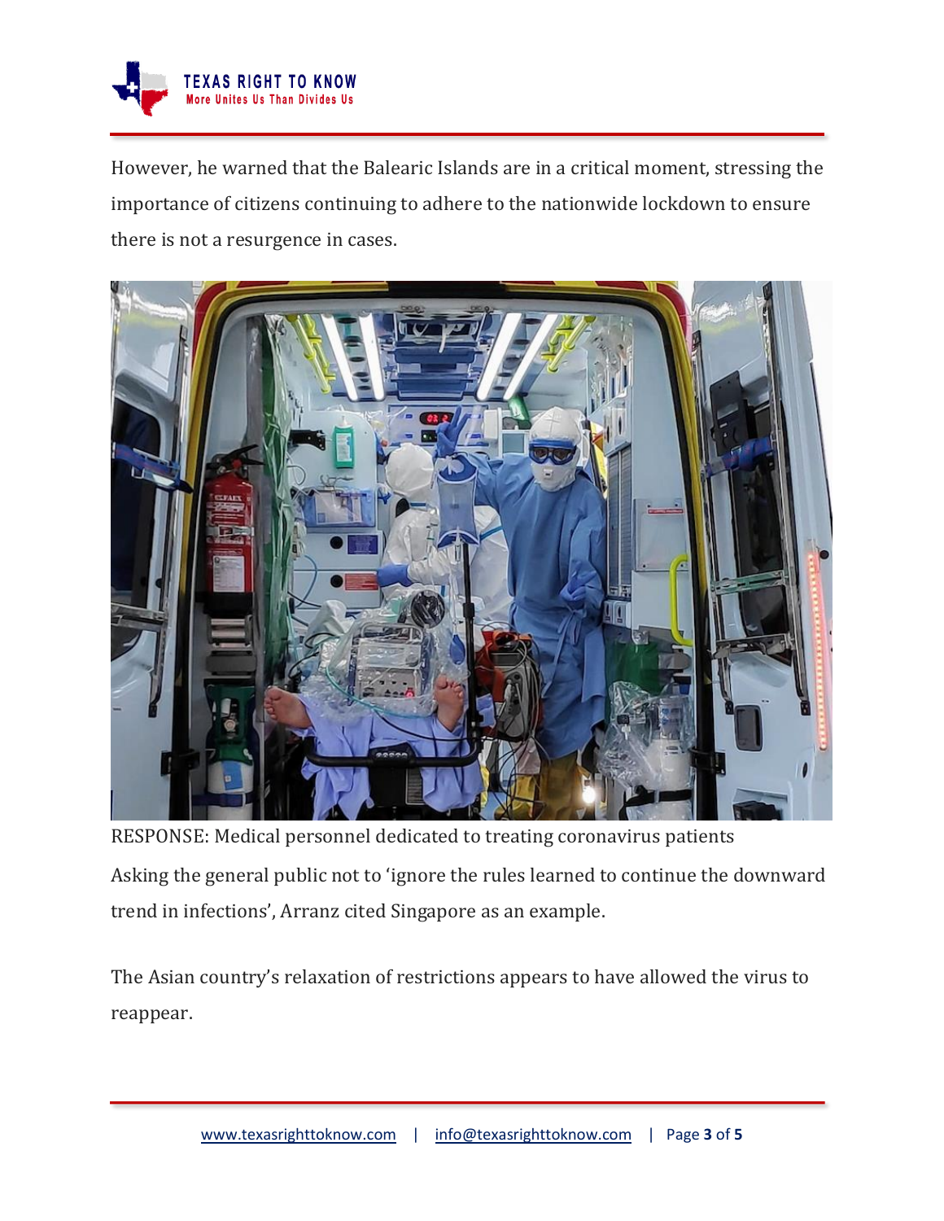However, he warned that the Balearic Islands are in a critical moment, stressing the importance of citizens continuing to adhere to the nationwide lockdown to ensure there is not a resurgence in cases.

RESPONSE: Medical personnel dedicated to treating coronavirus patients

Asking the general public not to 'ignore the rules learned to continue the downward trend in infections', Arranz cited Singapore as an example.

The Asian country's relaxation of restrictions appears to have allowed the virus to reappear.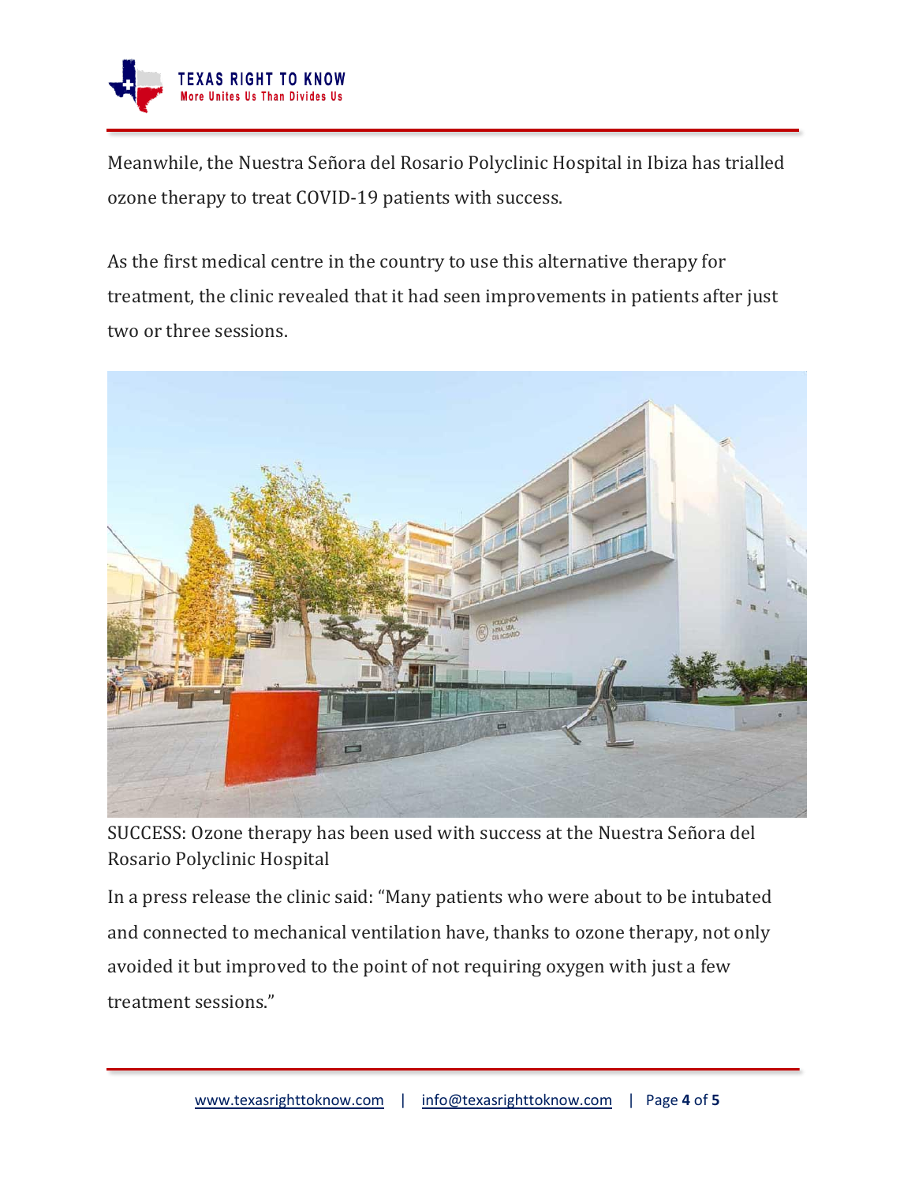Meanwhile, the Nuestra Señora del Rosario Polyclinic Hospital in Ibiza has trialled ozone therapy to treat COVID-19 patients with success.

As the first medical centre in the country to use this alternative therapy for treatment, the clinic revealed that it had seen improvements in patients after just two or three sessions.

SUCCESS: Ozone therapy has been used with success at the Nuestra Señora del Rosario Polyclinic Hospital

In a press release the clinic said: "Many patients who were about to be intubated and connected to mechanical ventilation have, thanks to ozone therapy, not only avoided it but improved to the point of not requiring oxygen with just a few treatment sessions."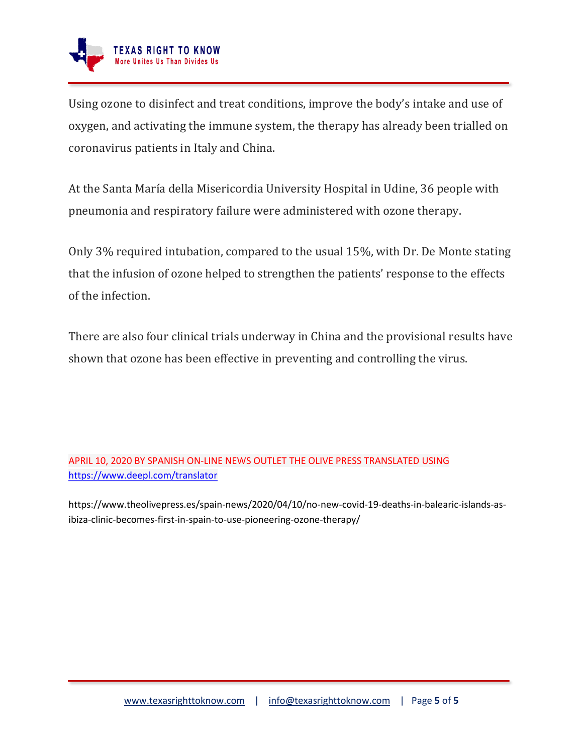Using ozone to disinfect and treat conditions, improve the body's intake and use of oxygen, and activating the immune system, the therapy has already been trialled on coronavirus patients in Italy and China.

At the Santa María della Misericordia University Hospital in Udine, 36 people with pneumonia and respiratory failure were administered with ozone therapy.

Only 3% required intubation, compared to the usual 15%, with Dr. De Monte stating that the infusion of ozone helped to strengthen the patients' response to the effects of the infection.

There are also four clinical trials underway in China and the provisional results have shown that ozone has been effective in preventing and controlling the virus.

APRIL 10, 2020 BY SPANISH ON-LINE NEWS OUTLET THE OLIVE PRESS TRANSLATED USING https://www.deepl.com/translator

https://www.theolivepress.es/spain-news/2020/04/10/no-new-covid-19-deaths-in-balearic-islands-as-ibiza-clinic-becomes-first-in-spain-to-use-pioneering-ozone-therapy/